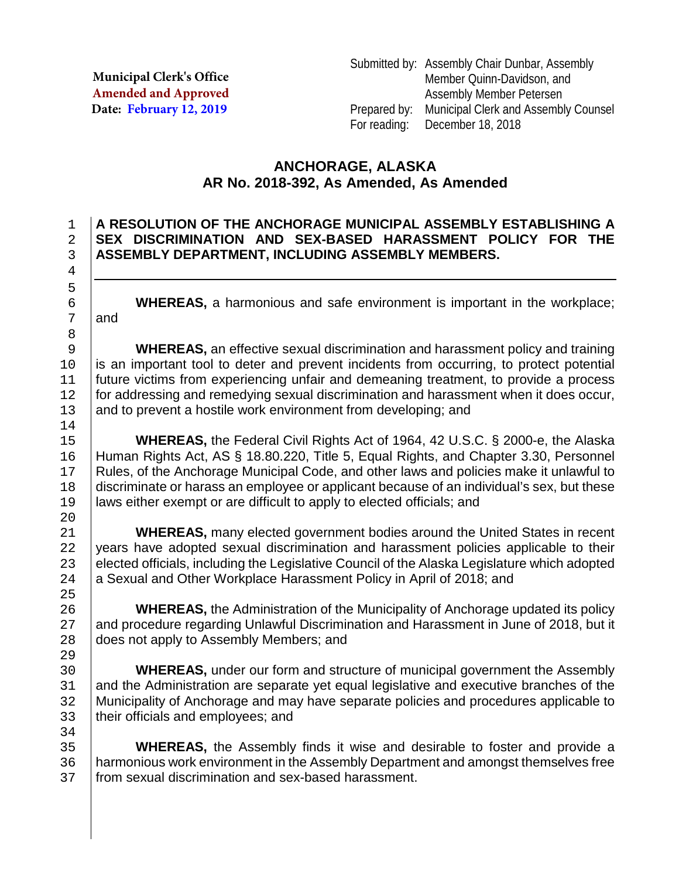Municipal Clerk's Office
Amended and Approved
Date: February 12, 2019

Submitted by: Assembly Chair Dunbar, Assembly Member Quinn-Davidson, and Assembly Member Petersen
Prepared by: Municipal Clerk and Assembly Counsel
For reading: December 18, 2018

# ANCHORAGE, ALASKA
## AR No. 2018-392, As Amended, As Amended

**A RESOLUTION OF THE ANCHORAGE MUNICIPAL ASSEMBLY ESTABLISHING A SEX DISCRIMINATION AND SEX-BASED HARASSMENT POLICY FOR THE ASSEMBLY DEPARTMENT, INCLUDING ASSEMBLY MEMBERS.**

---

**WHEREAS,** a harmonious and safe environment is important in the workplace; and

**WHEREAS,** an effective sexual discrimination and harassment policy and training is an important tool to deter and prevent incidents from occurring, to protect potential future victims from experiencing unfair and demeaning treatment, to provide a process for addressing and remedying sexual discrimination and harassment when it does occur, and to prevent a hostile work environment from developing; and

**WHEREAS,** the Federal Civil Rights Act of 1964, 42 U.S.C. § 2000-e, the Alaska Human Rights Act, AS § 18.80.220, Title 5, Equal Rights, and Chapter 3.30, Personnel Rules, of the Anchorage Municipal Code, and other laws and policies make it unlawful to discriminate or harass an employee or applicant because of an individual's sex, but these laws either exempt or are difficult to apply to elected officials; and

**WHEREAS,** many elected government bodies around the United States in recent years have adopted sexual discrimination and harassment policies applicable to their elected officials, including the Legislative Council of the Alaska Legislature which adopted a Sexual and Other Workplace Harassment Policy in April of 2018; and

**WHEREAS,** the Administration of the Municipality of Anchorage updated its policy and procedure regarding Unlawful Discrimination and Harassment in June of 2018, but it does not apply to Assembly Members; and

**WHEREAS,** under our form and structure of municipal government the Assembly and the Administration are separate yet equal legislative and executive branches of the Municipality of Anchorage and may have separate policies and procedures applicable to their officials and employees; and

**WHEREAS,** the Assembly finds it wise and desirable to foster and provide a harmonious work environment in the Assembly Department and amongst themselves free from sexual discrimination and sex-based harassment.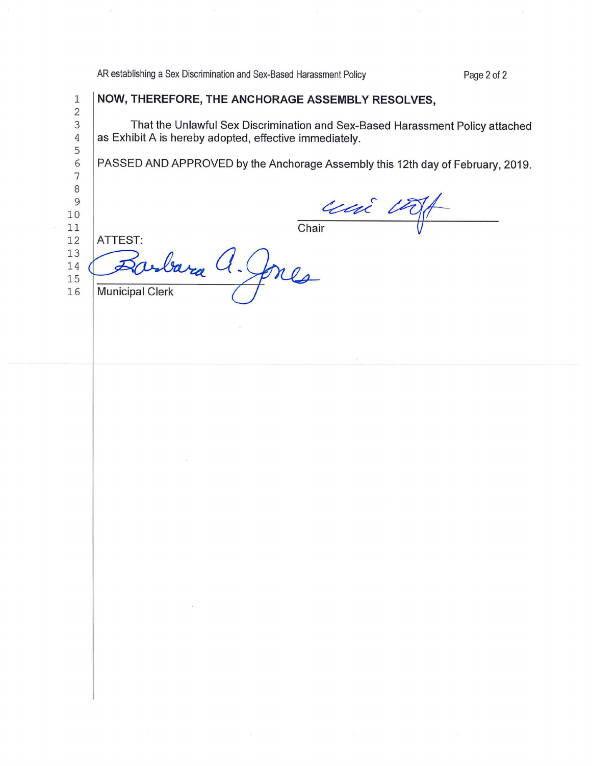**NOW, THEREFORE, THE ANCHORAGE ASSEMBLY RESOLVES,**

That the Unlawful Sex Discrimination and Sex-Based Harassment Policy attached as Exhibit A is hereby adopted, effective immediately.

PASSED AND APPROVED by the Anchorage Assembly this 12th day of February, 2019.

Chair

ATTEST:

Municipal Clerk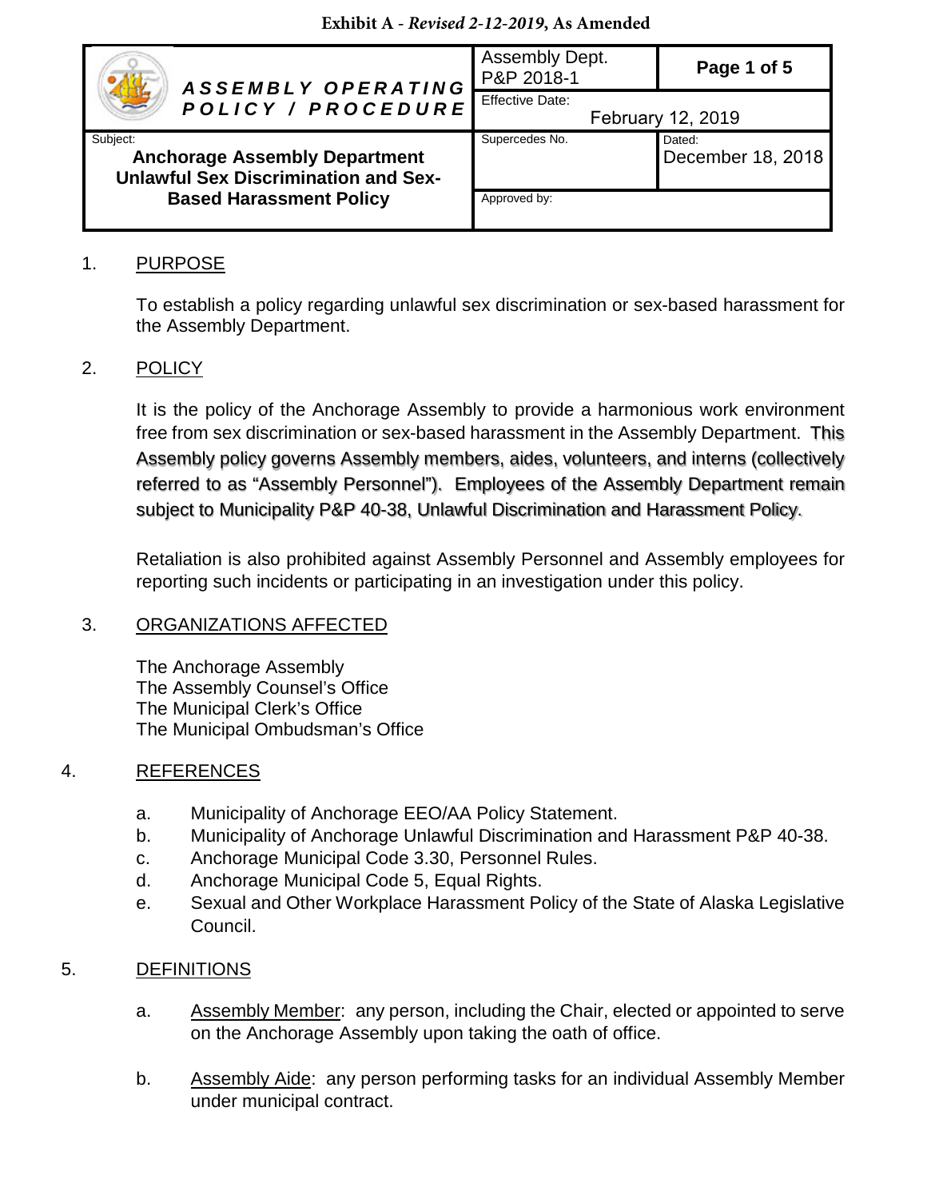**Exhibit A** - ***Revised 2-12-2019*, As Amended**

| ASSEMBLY OPERATING POLICY / PROCEDURE | Assembly Dept. P&P 2018-1 | Page 1 of 5 |
| --- | --- | --- |
| | Effective Date: February 12, 2019 | |
| Subject: **Anchorage Assembly Department Unlawful Sex Discrimination and Sex-Based Harassment Policy** | Supercedes No. | Dated: December 18, 2018 |
| | Approved by: | |

1. PURPOSE

   To establish a policy regarding unlawful sex discrimination or sex-based harassment for the Assembly Department.

2. POLICY

   It is the policy of the Anchorage Assembly to provide a harmonious work environment free from sex discrimination or sex-based harassment in the Assembly Department. This Assembly policy governs Assembly members, aides, volunteers, and interns (collectively referred to as "Assembly Personnel"). Employees of the Assembly Department remain subject to Municipality P&P 40-38, Unlawful Discrimination and Harassment Policy.

   Retaliation is also prohibited against Assembly Personnel and Assembly employees for reporting such incidents or participating in an investigation under this policy.

3. ORGANIZATIONS AFFECTED

   The Anchorage Assembly
   The Assembly Counsel's Office
   The Municipal Clerk's Office
   The Municipal Ombudsman's Office

4. REFERENCES

   a. Municipality of Anchorage EEO/AA Policy Statement.
   b. Municipality of Anchorage Unlawful Discrimination and Harassment P&P 40-38.
   c. Anchorage Municipal Code 3.30, Personnel Rules.
   d. Anchorage Municipal Code 5, Equal Rights.
   e. Sexual and Other Workplace Harassment Policy of the State of Alaska Legislative Council.

5. DEFINITIONS

   a. Assembly Member: any person, including the Chair, elected or appointed to serve on the Anchorage Assembly upon taking the oath of office.

   b. Assembly Aide: any person performing tasks for an individual Assembly Member under municipal contract.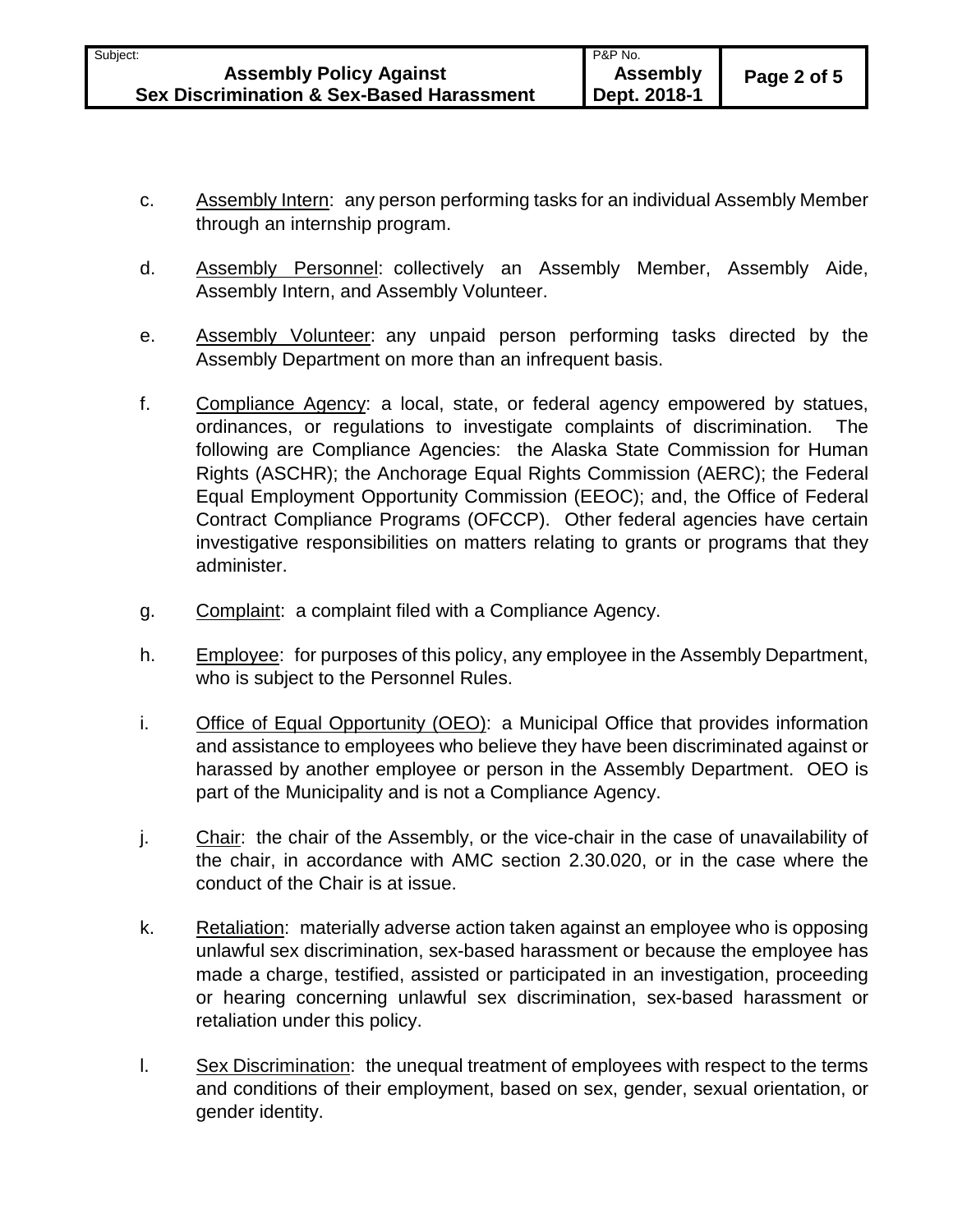c. <u>Assembly Intern</u>: any person performing tasks for an individual Assembly Member through an internship program.

d. <u>Assembly Personnel</u>: collectively an Assembly Member, Assembly Aide, Assembly Intern, and Assembly Volunteer.

e. <u>Assembly Volunteer</u>: any unpaid person performing tasks directed by the Assembly Department on more than an infrequent basis.

f. <u>Compliance Agency</u>: a local, state, or federal agency empowered by statues, ordinances, or regulations to investigate complaints of discrimination. The following are Compliance Agencies: the Alaska State Commission for Human Rights (ASCHR); the Anchorage Equal Rights Commission (AERC); the Federal Equal Employment Opportunity Commission (EEOC); and, the Office of Federal Contract Compliance Programs (OFCCP). Other federal agencies have certain investigative responsibilities on matters relating to grants or programs that they administer.

g. <u>Complaint</u>: a complaint filed with a Compliance Agency.

h. <u>Employee</u>: for purposes of this policy, any employee in the Assembly Department, who is subject to the Personnel Rules.

i. <u>Office of Equal Opportunity (OEO)</u>: a Municipal Office that provides information and assistance to employees who believe they have been discriminated against or harassed by another employee or person in the Assembly Department. OEO is part of the Municipality and is not a Compliance Agency.

j. <u>Chair</u>: the chair of the Assembly, or the vice-chair in the case of unavailability of the chair, in accordance with AMC section 2.30.020, or in the case where the conduct of the Chair is at issue.

k. <u>Retaliation</u>: materially adverse action taken against an employee who is opposing unlawful sex discrimination, sex-based harassment or because the employee has made a charge, testified, assisted or participated in an investigation, proceeding or hearing concerning unlawful sex discrimination, sex-based harassment or retaliation under this policy.

l. <u>Sex Discrimination</u>: the unequal treatment of employees with respect to the terms and conditions of their employment, based on sex, gender, sexual orientation, or gender identity.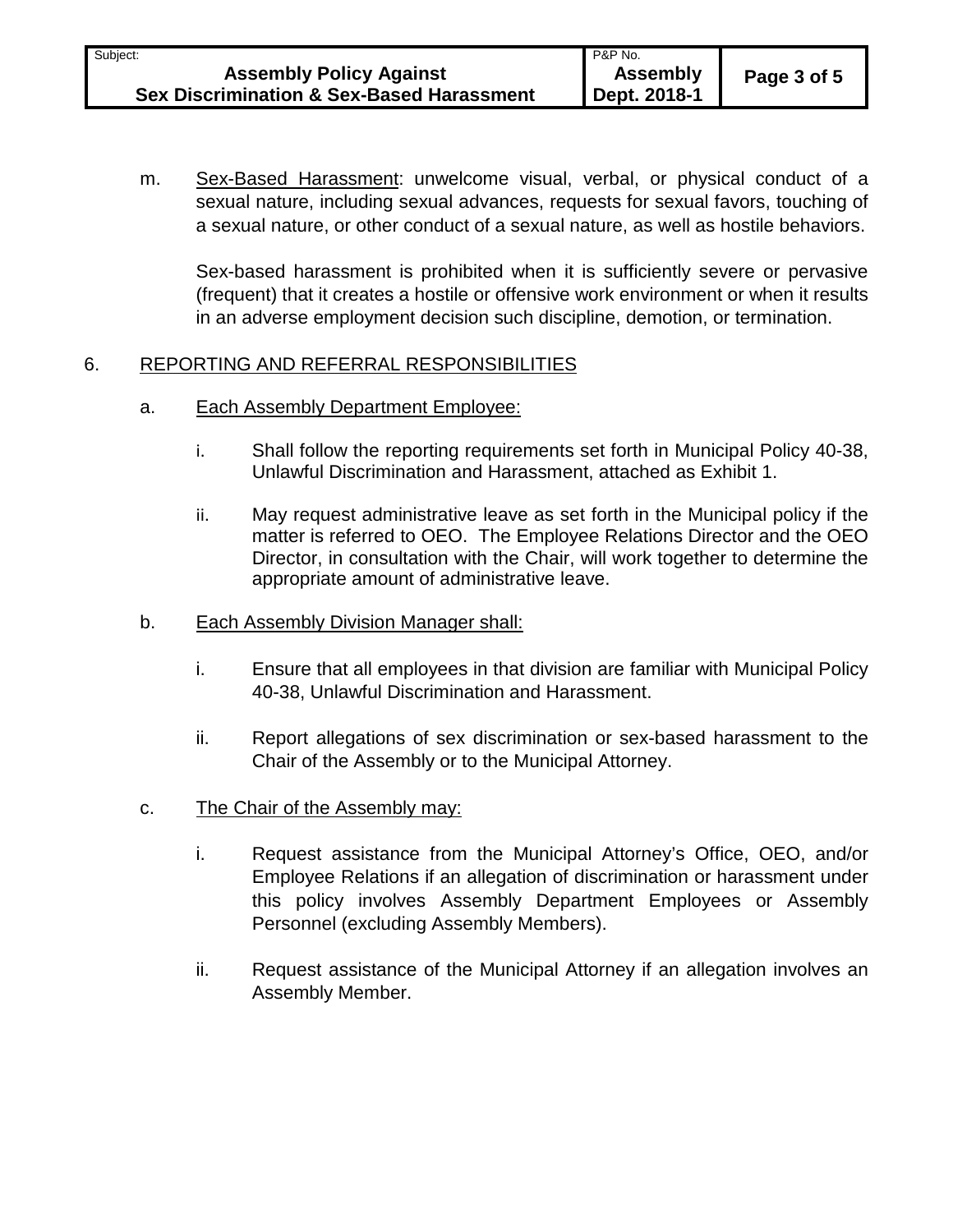m. Sex-Based Harassment: unwelcome visual, verbal, or physical conduct of a sexual nature, including sexual advances, requests for sexual favors, touching of a sexual nature, or other conduct of a sexual nature, as well as hostile behaviors.

   Sex-based harassment is prohibited when it is sufficiently severe or pervasive (frequent) that it creates a hostile or offensive work environment or when it results in an adverse employment decision such discipline, demotion, or termination.

## 6. REPORTING AND REFERRAL RESPONSIBILITIES

a. Each Assembly Department Employee:

   i. Shall follow the reporting requirements set forth in Municipal Policy 40-38, Unlawful Discrimination and Harassment, attached as Exhibit 1.

   ii. May request administrative leave as set forth in the Municipal policy if the matter is referred to OEO. The Employee Relations Director and the OEO Director, in consultation with the Chair, will work together to determine the appropriate amount of administrative leave.

b. Each Assembly Division Manager shall:

   i. Ensure that all employees in that division are familiar with Municipal Policy 40-38, Unlawful Discrimination and Harassment.

   ii. Report allegations of sex discrimination or sex-based harassment to the Chair of the Assembly or to the Municipal Attorney.

c. The Chair of the Assembly may:

   i. Request assistance from the Municipal Attorney's Office, OEO, and/or Employee Relations if an allegation of discrimination or harassment under this policy involves Assembly Department Employees or Assembly Personnel (excluding Assembly Members).

   ii. Request assistance of the Municipal Attorney if an allegation involves an Assembly Member.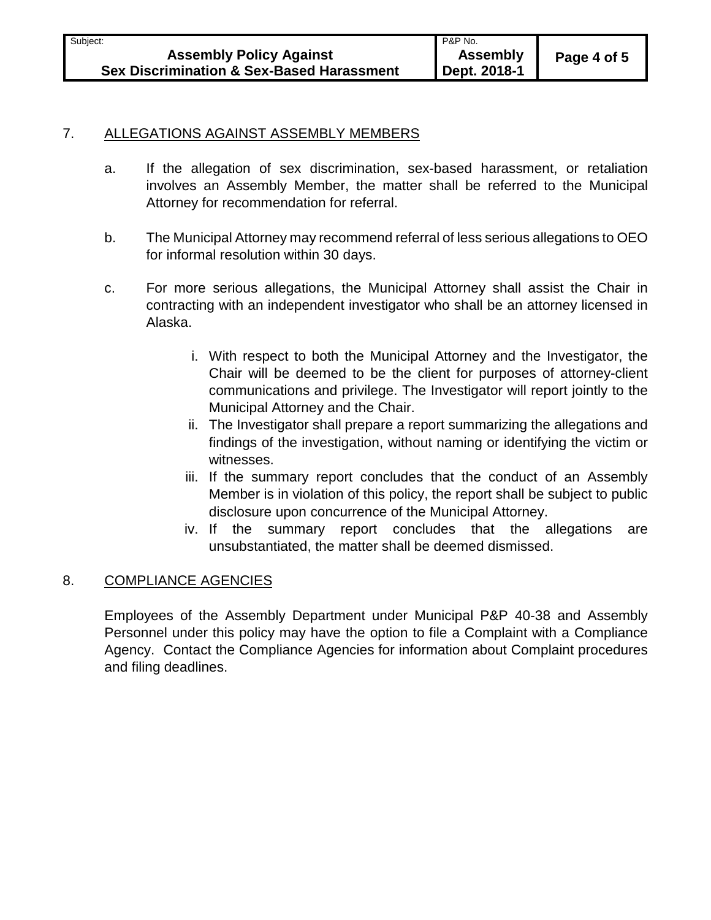## 7. ALLEGATIONS AGAINST ASSEMBLY MEMBERS

a. If the allegation of sex discrimination, sex-based harassment, or retaliation involves an Assembly Member, the matter shall be referred to the Municipal Attorney for recommendation for referral.

b. The Municipal Attorney may recommend referral of less serious allegations to OEO for informal resolution within 30 days.

c. For more serious allegations, the Municipal Attorney shall assist the Chair in contracting with an independent investigator who shall be an attorney licensed in Alaska.

   i. With respect to both the Municipal Attorney and the Investigator, the Chair will be deemed to be the client for purposes of attorney-client communications and privilege. The Investigator will report jointly to the Municipal Attorney and the Chair.
   ii. The Investigator shall prepare a report summarizing the allegations and findings of the investigation, without naming or identifying the victim or witnesses.
   iii. If the summary report concludes that the conduct of an Assembly Member is in violation of this policy, the report shall be subject to public disclosure upon concurrence of the Municipal Attorney.
   iv. If the summary report concludes that the allegations are unsubstantiated, the matter shall be deemed dismissed.

## 8. COMPLIANCE AGENCIES

Employees of the Assembly Department under Municipal P&P 40-38 and Assembly Personnel under this policy may have the option to file a Complaint with a Compliance Agency. Contact the Compliance Agencies for information about Complaint procedures and filing deadlines.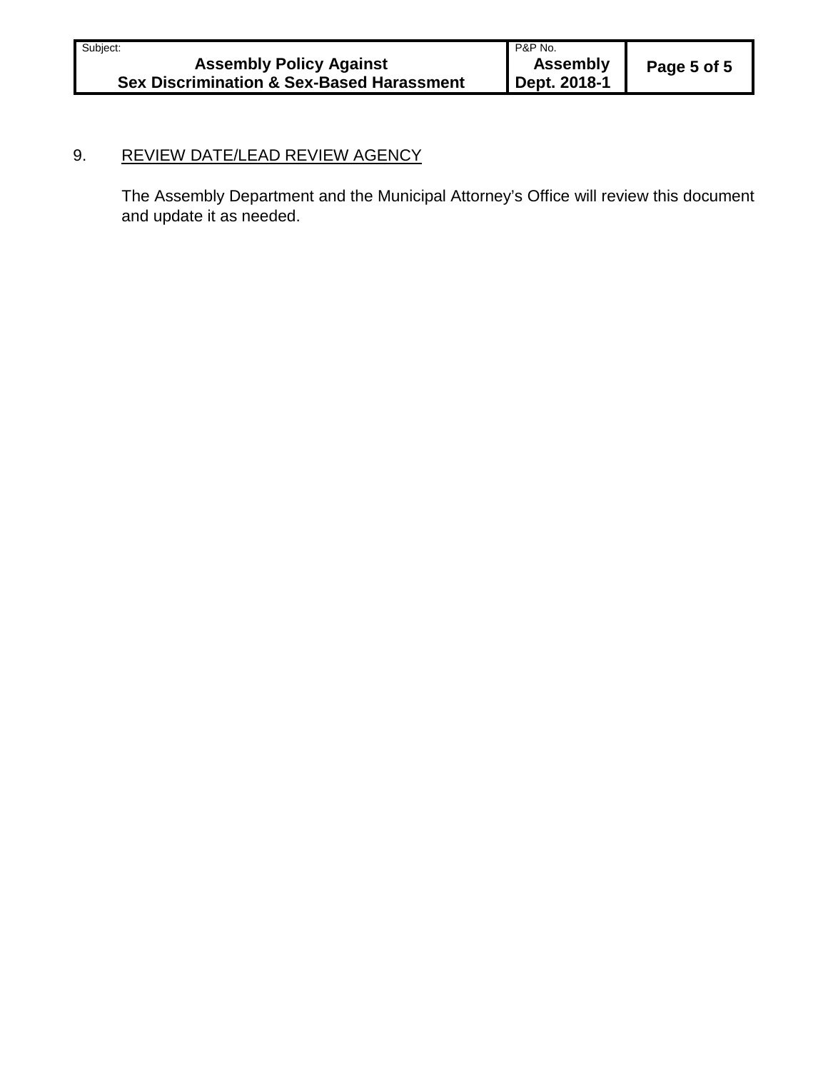9. <u>REVIEW DATE/LEAD REVIEW AGENCY</u>

The Assembly Department and the Municipal Attorney's Office will review this document and update it as needed.